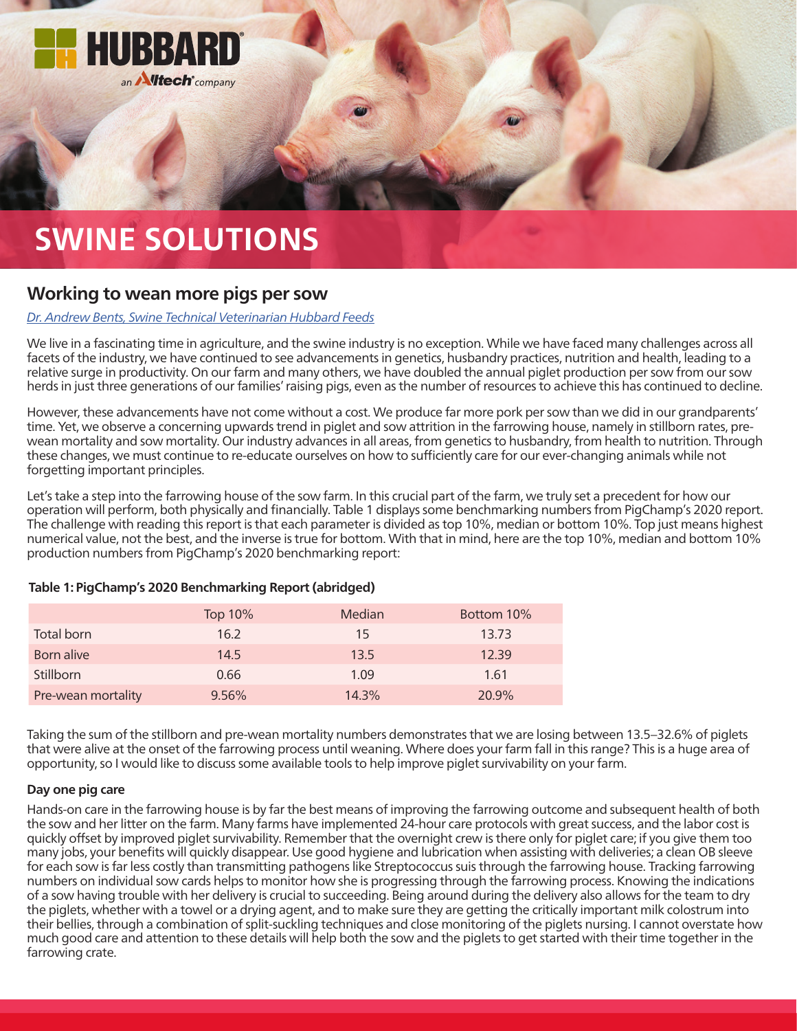HUBBARD

an Alltech company

# SWINE SOLUTIONS

## Working to wean more pigs per sow

*Dr. Andrew Bents, Swine Technical Veterinarian Hubbard Feeds*

We live in a fascinating time in agriculture, and the swine industry is no exception. While we have faced many challenges across all facets of the industry, we have continued to see advancements in genetics, husbandry practices, nutrition and health, leading to a relative surge in productivity. On our farm and many others, we have doubled the annual piglet production per sow from our sow herds in just three generations of our families' raising pigs, even as the number of resources to achieve this has continued to decline.

However, these advancements have not come without a cost. We produce far more pork per sow than we did in our grandparents' time. Yet, we observe a concerning upwards trend in piglet and sow attrition in the farrowing house, namely in stillborn rates, pre-wean mortality and sow mortality. Our industry advances in all areas, from genetics to husbandry, from health to nutrition. Through these changes, we must continue to re-educate ourselves on how to sufficiently care for our ever-changing animals while not forgetting important principles.

Let's take a step into the farrowing house of the sow farm. In this crucial part of the farm, we truly set a precedent for how our operation will perform, both physically and financially. Table 1 displays some benchmarking numbers from PigChamp's 2020 report. The challenge with reading this report is that each parameter is divided as top 10%, median or bottom 10%. Top just means highest numerical value, not the best, and the inverse is true for bottom. With that in mind, here are the top 10%, median and bottom 10% production numbers from PigChamp's 2020 benchmarking report:

**Table 1: PigChamp's 2020 Benchmarking Report (abridged)**

| | Top 10% | Median | Bottom 10% |
|---|---|---|---|
| Total born | 16.2 | 15 | 13.73 |
| Born alive | 14.5 | 13.5 | 12.39 |
| Stillborn | 0.66 | 1.09 | 1.61 |
| Pre-wean mortality | 9.56% | 14.3% | 20.9% |

Taking the sum of the stillborn and pre-wean mortality numbers demonstrates that we are losing between 13.5–32.6% of piglets that were alive at the onset of the farrowing process until weaning. Where does your farm fall in this range? This is a huge area of opportunity, so I would like to discuss some available tools to help improve piglet survivability on your farm.

### Day one pig care

Hands-on care in the farrowing house is by far the best means of improving the farrowing outcome and subsequent health of both the sow and her litter on the farm. Many farms have implemented 24-hour care protocols with great success, and the labor cost is quickly offset by improved piglet survivability. Remember that the overnight crew is there only for piglet care; if you give them too many jobs, your benefits will quickly disappear. Use good hygiene and lubrication when assisting with deliveries; a clean OB sleeve for each sow is far less costly than transmitting pathogens like Streptococcus suis through the farrowing house. Tracking farrowing numbers on individual sow cards helps to monitor how she is progressing through the farrowing process. Knowing the indications of a sow having trouble with her delivery is crucial to succeeding. Being around during the delivery also allows for the team to dry the piglets, whether with a towel or a drying agent, and to make sure they are getting the critically important milk colostrum into their bellies, through a combination of split-suckling techniques and close monitoring of the piglets nursing. I cannot overstate how much good care and attention to these details will help both the sow and the piglets to get started with their time together in the farrowing crate.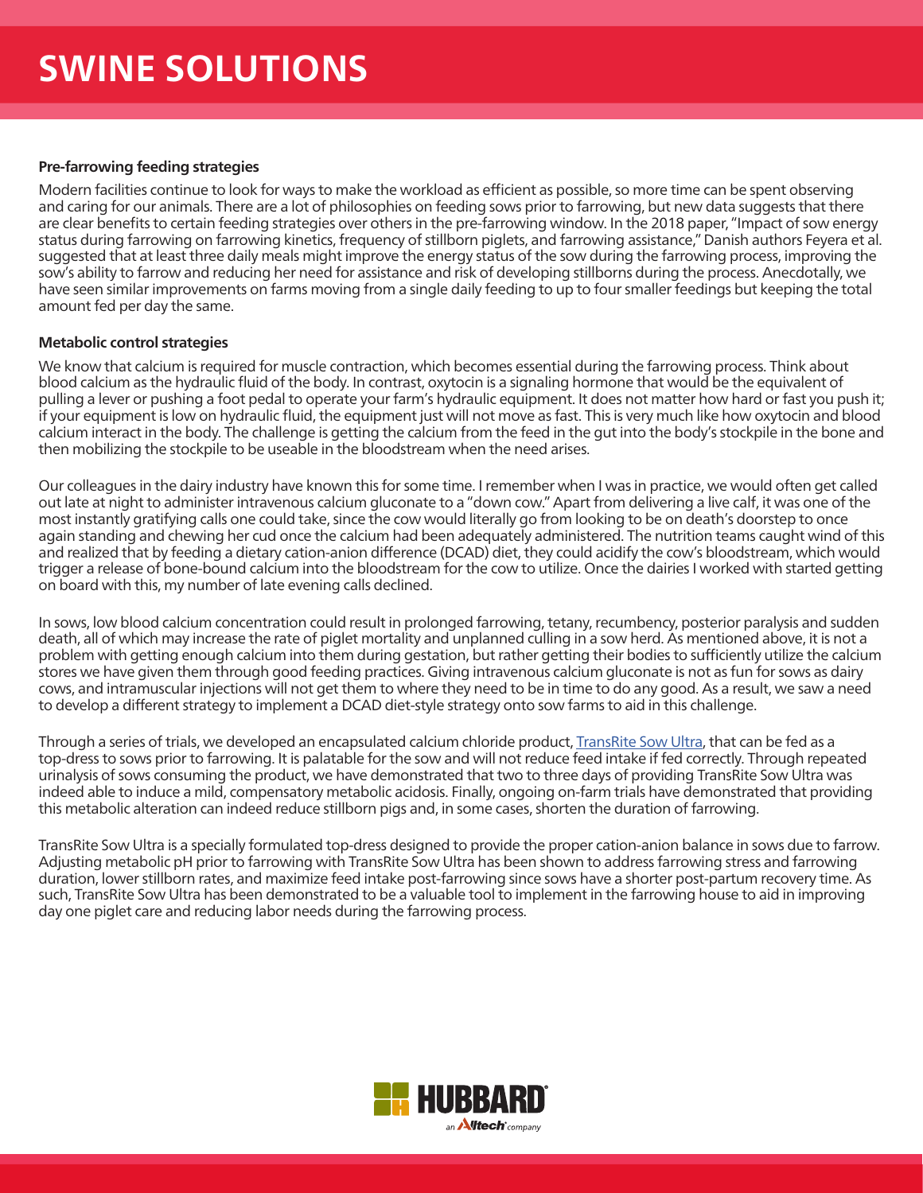## Pre-farrowing feeding strategies

Modern facilities continue to look for ways to make the workload as efficient as possible, so more time can be spent observing and caring for our animals. There are a lot of philosophies on feeding sows prior to farrowing, but new data suggests that there are clear benefits to certain feeding strategies over others in the pre-farrowing window. In the 2018 paper, "Impact of sow energy status during farrowing on farrowing kinetics, frequency of stillborn piglets, and farrowing assistance," Danish authors Feyera et al. suggested that at least three daily meals might improve the energy status of the sow during the farrowing process, improving the sow's ability to farrow and reducing her need for assistance and risk of developing stillborns during the process. Anecdotally, we have seen similar improvements on farms moving from a single daily feeding to up to four smaller feedings but keeping the total amount fed per day the same.

## Metabolic control strategies

We know that calcium is required for muscle contraction, which becomes essential during the farrowing process. Think about blood calcium as the hydraulic fluid of the body. In contrast, oxytocin is a signaling hormone that would be the equivalent of pulling a lever or pushing a foot pedal to operate your farm's hydraulic equipment. It does not matter how hard or fast you push it; if your equipment is low on hydraulic fluid, the equipment just will not move as fast. This is very much like how oxytocin and blood calcium interact in the body. The challenge is getting the calcium from the feed in the gut into the body's stockpile in the bone and then mobilizing the stockpile to be useable in the bloodstream when the need arises.

Our colleagues in the dairy industry have known this for some time. I remember when I was in practice, we would often get called out late at night to administer intravenous calcium gluconate to a "down cow." Apart from delivering a live calf, it was one of the most instantly gratifying calls one could take, since the cow would literally go from looking to be on death's doorstep to once again standing and chewing her cud once the calcium had been adequately administered. The nutrition teams caught wind of this and realized that by feeding a dietary cation-anion difference (DCAD) diet, they could acidify the cow's bloodstream, which would trigger a release of bone-bound calcium into the bloodstream for the cow to utilize. Once the dairies I worked with started getting on board with this, my number of late evening calls declined.

In sows, low blood calcium concentration could result in prolonged farrowing, tetany, recumbency, posterior paralysis and sudden death, all of which may increase the rate of piglet mortality and unplanned culling in a sow herd. As mentioned above, it is not a problem with getting enough calcium into them during gestation, but rather getting their bodies to sufficiently utilize the calcium stores we have given them through good feeding practices. Giving intravenous calcium gluconate is not as fun for sows as dairy cows, and intramuscular injections will not get them to where they need to be in time to do any good. As a result, we saw a need to develop a different strategy to implement a DCAD diet-style strategy onto sow farms to aid in this challenge.

Through a series of trials, we developed an encapsulated calcium chloride product, TransRite Sow Ultra, that can be fed as a top-dress to sows prior to farrowing. It is palatable for the sow and will not reduce feed intake if fed correctly. Through repeated urinalysis of sows consuming the product, we have demonstrated that two to three days of providing TransRite Sow Ultra was indeed able to induce a mild, compensatory metabolic acidosis. Finally, ongoing on-farm trials have demonstrated that providing this metabolic alteration can indeed reduce stillborn pigs and, in some cases, shorten the duration of farrowing.

TransRite Sow Ultra is a specially formulated top-dress designed to provide the proper cation-anion balance in sows due to farrow. Adjusting metabolic pH prior to farrowing with TransRite Sow Ultra has been shown to address farrowing stress and farrowing duration, lower stillborn rates, and maximize feed intake post-farrowing since sows have a shorter post-partum recovery time. As such, TransRite Sow Ultra has been demonstrated to be a valuable tool to implement in the farrowing house to aid in improving day one piglet care and reducing labor needs during the farrowing process.